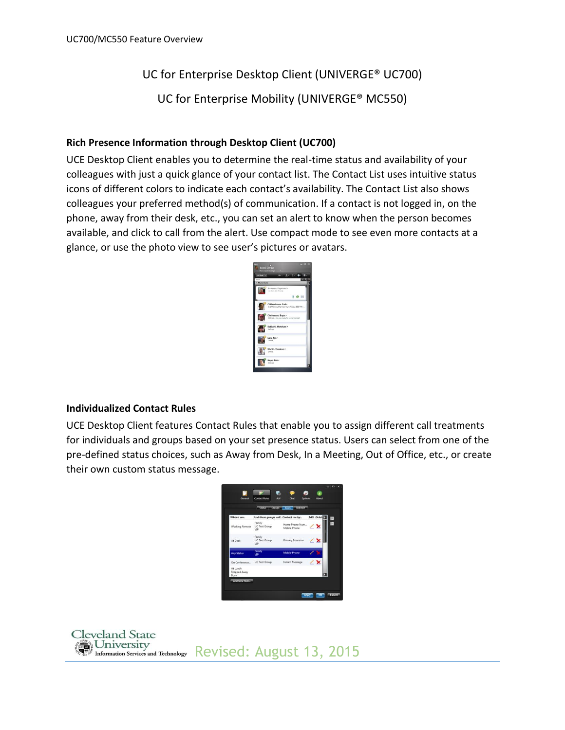# UC for Enterprise Desktop Client (UNIVERGE® UC700)

# UC for Enterprise Mobility (UNIVERGE® MC550)

## Rich Presence Information through Desktop Client (UC700)

UCE Desktop Client enables you to determine the real-time status and availability of your colleagues with just a quick glance of your contact list. The Contact List uses intuitive status icons of different colors to indicate each contact's availability. The Contact List also shows colleagues your preferred method(s) of communication. If a contact is not logged in, on the phone, away from their desk, etc., you can set an alert to know when the person becomes available, and click to call from the alert. Use compact mode to see even more contacts at a glance, or use the photo view to see user's pictures or avatars.

## Individualized Contact Rules

UCE Desktop Client features Contact Rules that enable you to assign different call treatments for individuals and groups based on your set presence status. Users can select from one of the pre-defined status choices, such as Away from Desk, In a Meeting, Out of Office, etc., or create their own custom status message.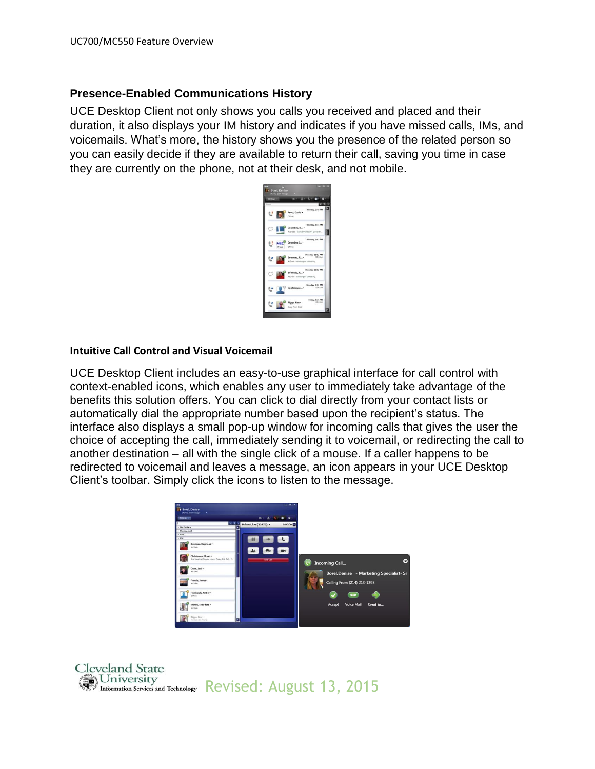## Presence-Enabled Communications History

UCE Desktop Client not only shows you calls you received and placed and their duration, it also displays your IM history and indicates if you have missed calls, IMs, and voicemails. What's more, the history shows you the presence of the related person so you can easily decide if they are available to return their call, saving you time in case they are currently on the phone, not at their desk, and not mobile.

### Intuitive Call Control and Visual Voicemail

UCE Desktop Client includes an easy-to-use graphical interface for call control with context-enabled icons, which enables any user to immediately take advantage of the benefits this solution offers. You can click to dial directly from your contact lists or automatically dial the appropriate number based upon the recipient's status. The interface also displays a small pop-up window for incoming calls that gives the user the choice of accepting the call, immediately sending it to voicemail, or redirecting the call to another destination – all with the single click of a mouse. If a caller happens to be redirected to voicemail and leaves a message, an icon appears in your UCE Desktop Client's toolbar. Simply click the icons to listen to the message.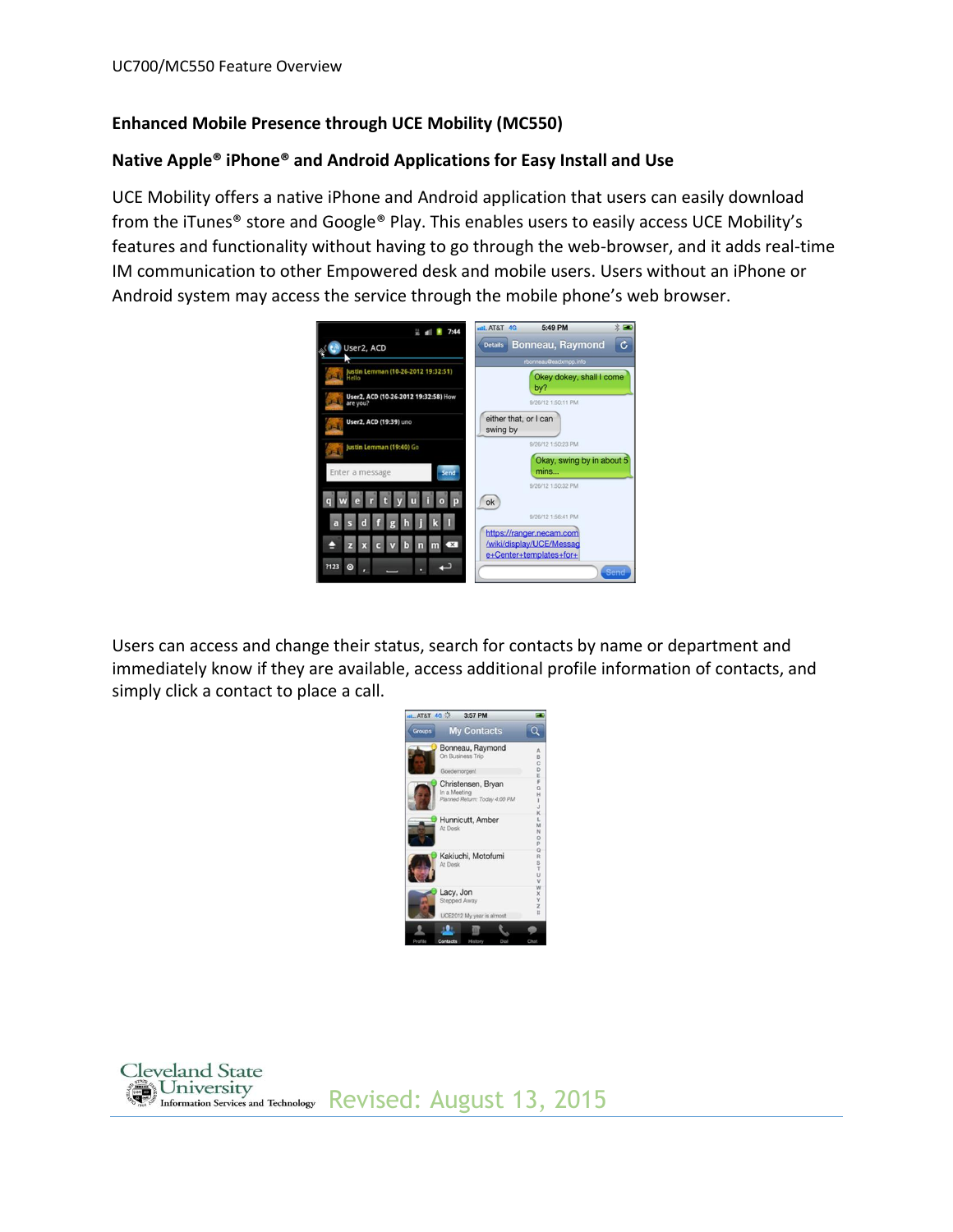## Enhanced Mobile Presence through UCE Mobility (MC550)

## Native Apple® iPhone® and Android Applications for Easy Install and Use

UCE Mobility offers a native iPhone and Android application that users can easily download from the iTunes® store and Google® Play. This enables users to easily access UCE Mobility's features and functionality without having to go through the web-browser, and it adds real-time IM communication to other Empowered desk and mobile users. Users without an iPhone or Android system may access the service through the mobile phone's web browser.

Users can access and change their status, search for contacts by name or department and immediately know if they are available, access additional profile information of contacts, and simply click a contact to place a call.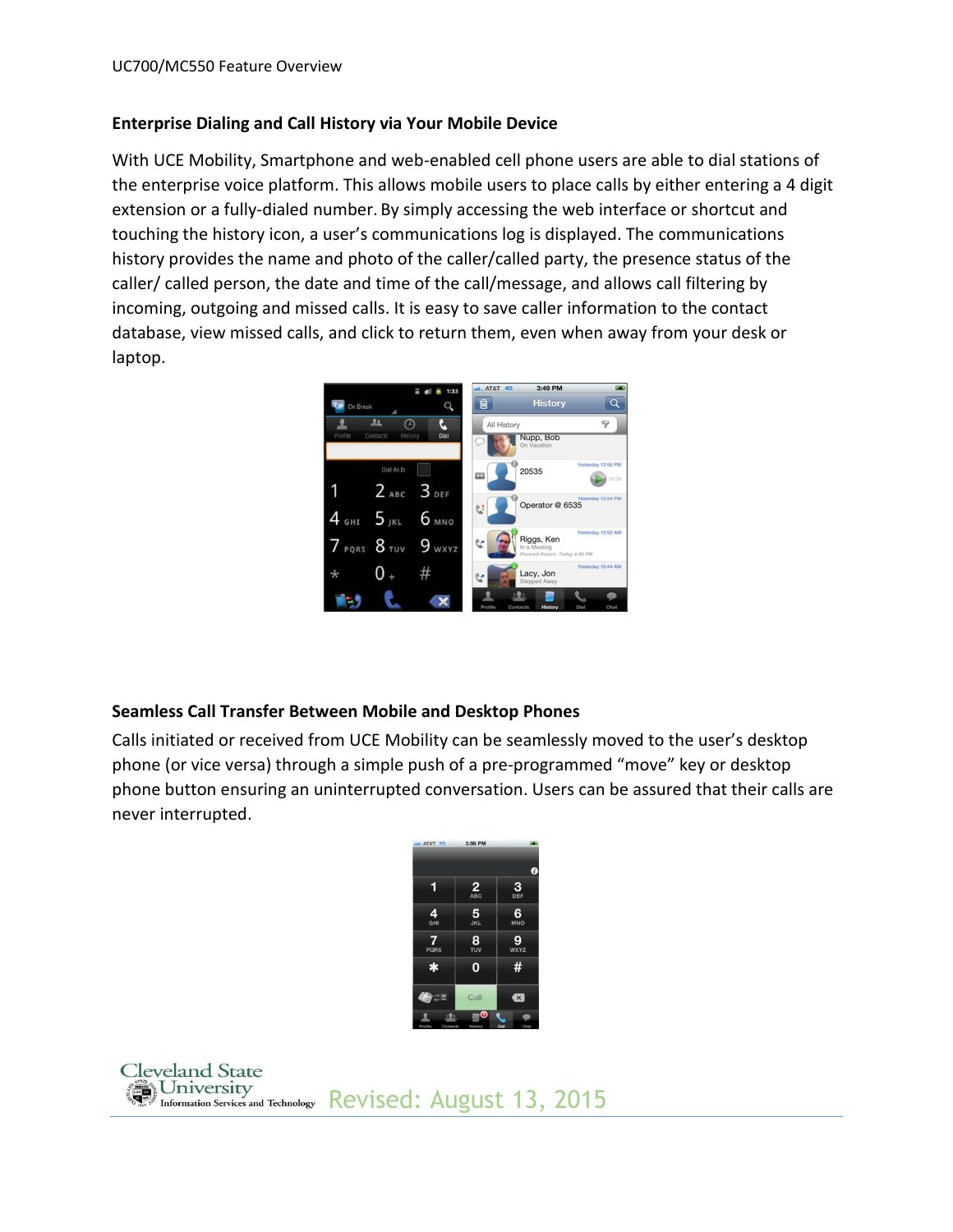## Enterprise Dialing and Call History via Your Mobile Device

With UCE Mobility, Smartphone and web-enabled cell phone users are able to dial stations of the enterprise voice platform. This allows mobile users to place calls by either entering a 4 digit extension or a fully-dialed number. By simply accessing the web interface or shortcut and touching the history icon, a user's communications log is displayed. The communications history provides the name and photo of the caller/called party, the presence status of the caller/ called person, the date and time of the call/message, and allows call filtering by incoming, outgoing and missed calls. It is easy to save caller information to the contact database, view missed calls, and click to return them, even when away from your desk or laptop.

## Seamless Call Transfer Between Mobile and Desktop Phones

Calls initiated or received from UCE Mobility can be seamlessly moved to the user's desktop phone (or vice versa) through a simple push of a pre-programmed "move" key or desktop phone button ensuring an uninterrupted conversation. Users can be assured that their calls are never interrupted.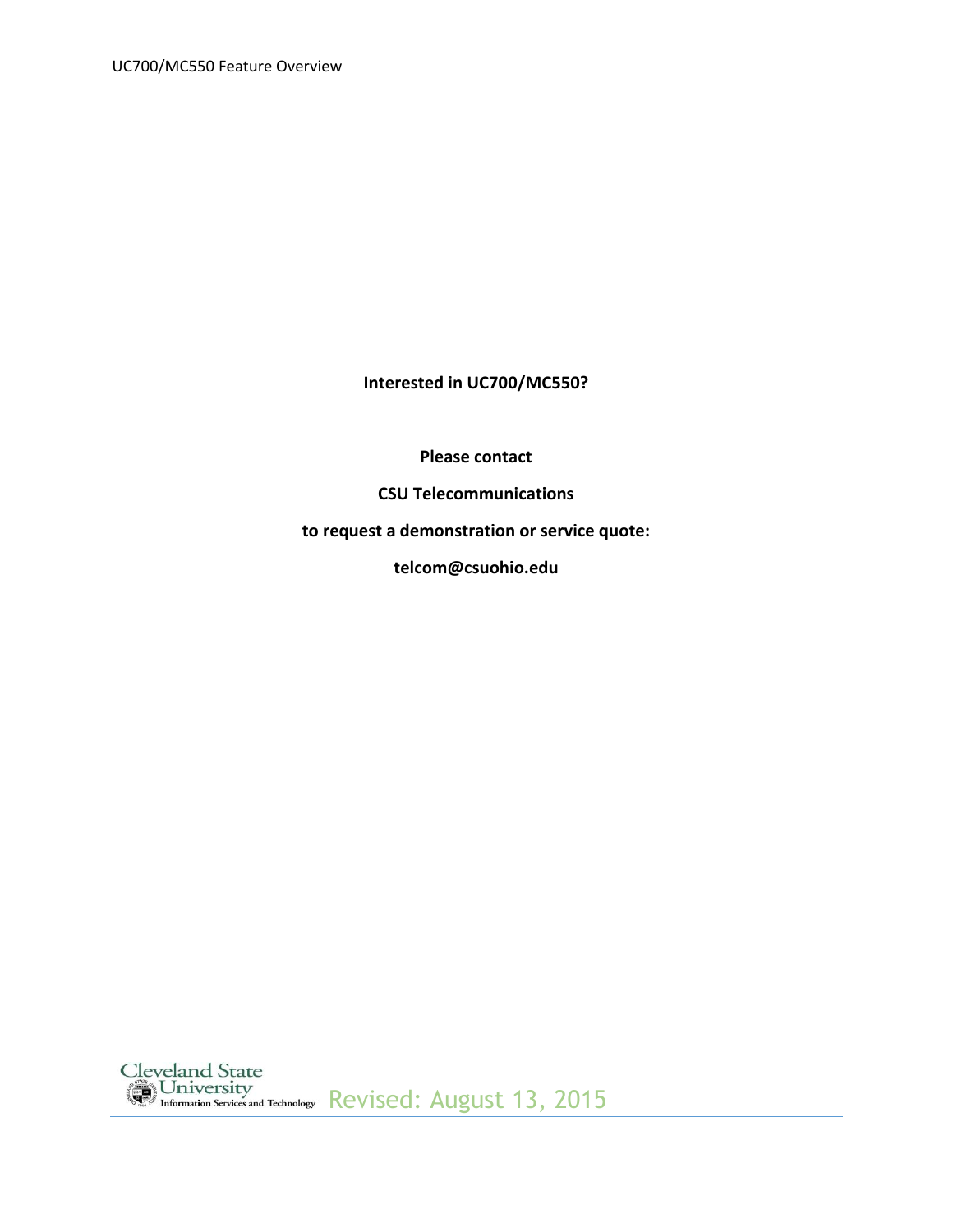**Interested in UC700/MC550?**

**Please contact**

**CSU Telecommunications**

**to request a demonstration or service quote:**

**telcom@csuohio.edu**

Revised: August 13, 2015